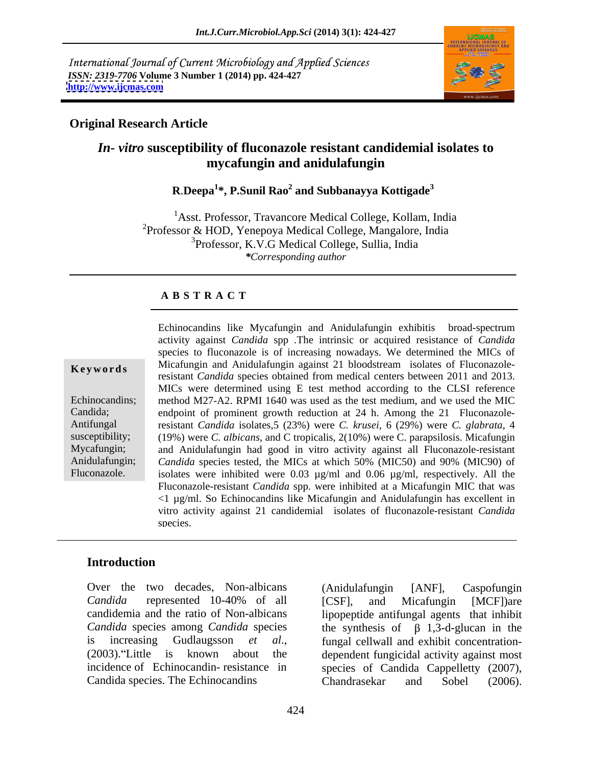International Journal of Current Microbiology and Applied Sciences
*ISSN: 2319-7706* **Volume 3 Number 1 (2014) pp. 424-427**
**http://www.ijcmas.com**

**Original Research Article**

# *In- vitro* susceptibility of fluconazole resistant candidemial isolates to mycafungin and anidulafungin

**R.Deepa[1]*, P.Sunil Rao[2] and Subbanayya Kottigade[3]**

[1]Asst. Professor, Travancore Medical College, Kollam, India
[2]Professor & HOD, Yenepoya Medical College, Mangalore, India
[3]Professor, K.V.G Medical College, Sullia, India
**Corresponding author*

## A B S T R A C T

**Keywords**

Echinocandins; Candida; Antifungal susceptibility; Mycafungin; Anidulafungin; Fluconazole.

Echinocandins like Mycafungin and Anidulafungin exhibitis broad-spectrum activity against *Candida* spp .The intrinsic or acquired resistance of *Candida* species to fluconazole is of increasing nowadays. We determined the MICs of Micafungin and Anidulafungin against 21 bloodstream isolates of Fluconazole-resistant *Candida* species obtained from medical centers between 2011 and 2013. MICs were determined using E test method according to the CLSI reference method M27-A2. RPMI 1640 was used as the test medium, and we used the MIC endpoint of prominent growth reduction at 24 h. Among the 21 Fluconazole-resistant *Candida* isolates,5 (23%) were *C. krusei*, 6 (29%) were *C. glabrata*, 4 (19%) were *C. albicans*, and C tropicalis, 2(10%) were C. parapsilosis. Micafungin and Anidulafungin had good in vitro activity against all Fluconazole-resistant *Candida* species tested, the MICs at which 50% (MIC50) and 90% (MIC90) of isolates were inhibited were 0.03 µg/ml and 0.06 µg/ml, respectively. All the Fluconazole-resistant *Candida* spp. were inhibited at a Micafungin MIC that was <1 µg/ml. So Echinocandins like Micafungin and Anidulafungin has excellent in vitro activity against 21 candidemial isolates of fluconazole-resistant *Candida* species.

## Introduction

Over the two decades, Non-albicans *Candida* represented 10-40% of all candidemia and the ratio of Non-albicans *Candida* species among *Candida* species is increasing Gudlaugsson *et al*., (2003)."Little is known about the incidence of Echinocandin- resistance in Candida species. The Echinocandins (Anidulafungin [ANF], Caspofungin [CSF], and Micafungin [MCF])are lipopeptide antifungal agents that inhibit the synthesis of β 1,3-d-glucan in the fungal cellwall and exhibit concentration-dependent fungicidal activity against most species of Candida Cappelletty (2007), Chandrasekar and Sobel (2006).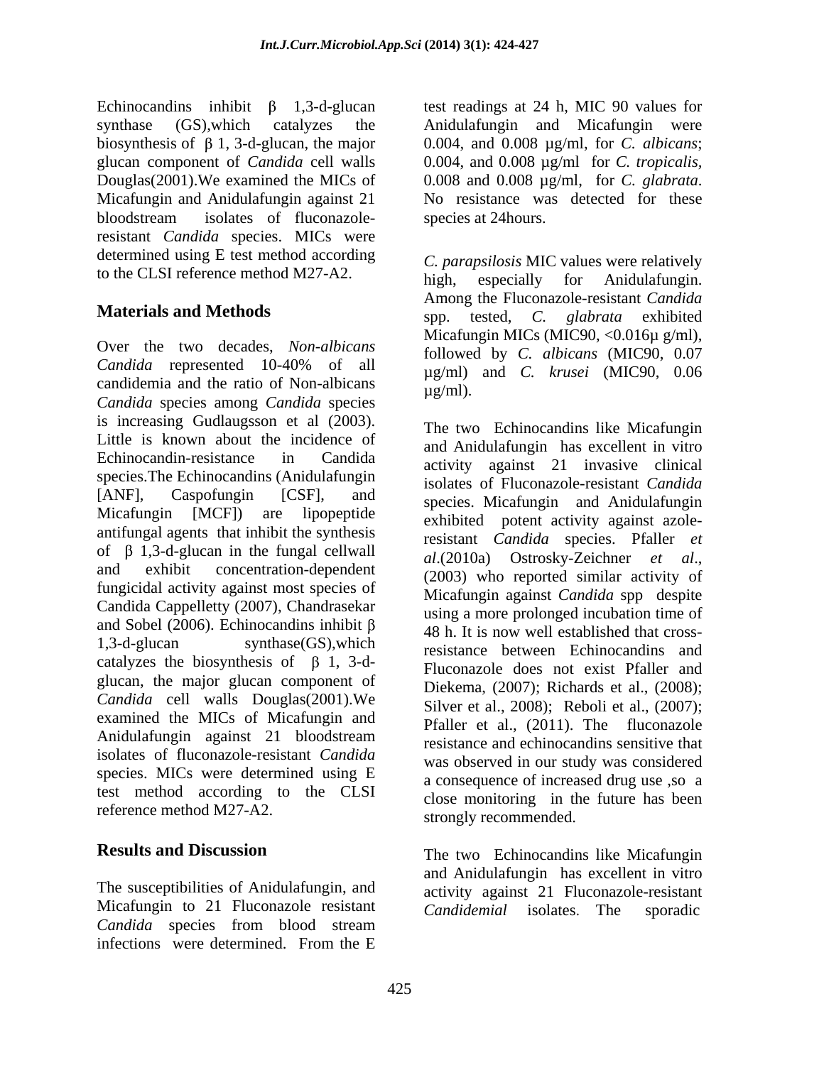Echinocandins inhibit β 1,3-d-glucan synthase (GS),which catalyzes the biosynthesis of β 1, 3-d-glucan, the major glucan component of *Candida* cell walls Douglas(2001).We examined the MICs of Micafungin and Anidulafungin against 21 bloodstream isolates of fluconazole-resistant *Candida* species. MICs were determined using E test method according to the CLSI reference method M27-A2.

## Materials and Methods

Over the two decades, *Non-albicans Candida* represented 10-40% of all candidemia and the ratio of Non-albicans *Candida* species among *Candida* species is increasing Gudlaugsson et al (2003). Little is known about the incidence of Echinocandin-resistance in Candida species.The Echinocandins (Anidulafungin [ANF], Caspofungin [CSF], and Micafungin [MCF]) are lipopeptide antifungal agents that inhibit the synthesis of β 1,3-d-glucan in the fungal cellwall and exhibit concentration-dependent fungicidal activity against most species of Candida Cappelletty (2007), Chandrasekar and Sobel (2006). Echinocandins inhibit β 1,3-d-glucan synthase(GS),which catalyzes the biosynthesis of β 1, 3-d-glucan, the major glucan component of *Candida* cell walls Douglas(2001).We examined the MICs of Micafungin and Anidulafungin against 21 bloodstream isolates of fluconazole-resistant *Candida* species. MICs were determined using E test method according to the CLSI reference method M27-A2.

## Results and Discussion

The susceptibilities of Anidulafungin, and Micafungin to 21 Fluconazole resistant *Candida* species from blood stream infections were determined. From the E test readings at 24 h, MIC 90 values for Anidulafungin and Micafungin were 0.004, and 0.008 µg/ml, for *C. albicans*; 0.004, and 0.008 µg/ml for *C. tropicalis,* 0.008 and 0.008 µg/ml, for *C. glabrata*. No resistance was detected for these species at 24hours.

*C. parapsilosis* MIC values were relatively high, especially for Anidulafungin. Among the Fluconazole-resistant *Candida* spp. tested, *C. glabrata* exhibited Micafungin MICs (MIC90, <0.016µ g/ml), followed by *C. albicans* (MIC90, 0.07 µg/ml) and *C. krusei* (MIC90, 0.06 µg/ml).

The two Echinocandins like Micafungin and Anidulafungin has excellent in vitro activity against 21 invasive clinical isolates of Fluconazole-resistant *Candida* species. Micafungin and Anidulafungin exhibited potent activity against azole-resistant *Candida* species. Pfaller *et al*.(2010a) Ostrosky-Zeichner *et al*., (2003) who reported similar activity of Micafungin against *Candida* spp despite using a more prolonged incubation time of 48 h. It is now well established that cross-resistance between Echinocandins and Fluconazole does not exist Pfaller and Diekema, (2007); Richards et al., (2008); Silver et al., 2008); Reboli et al., (2007); Pfaller et al., (2011). The fluconazole resistance and echinocandins sensitive that was observed in our study was considered a consequence of increased drug use ,so a close monitoring in the future has been strongly recommended.

The two Echinocandins like Micafungin and Anidulafungin has excellent in vitro activity against 21 Fluconazole-resistant *Candidemial* isolates. The sporadic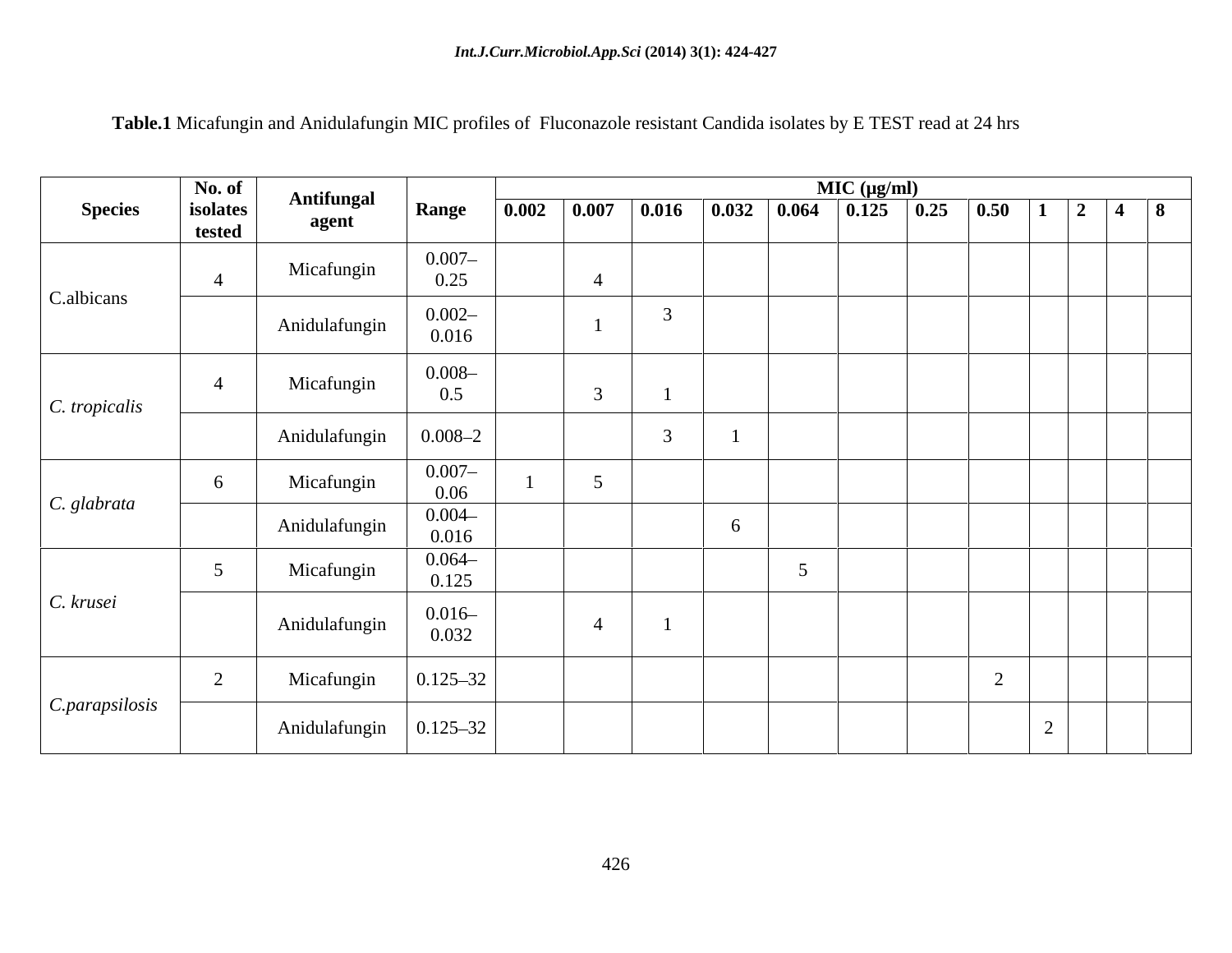**Table.1** Micafungin and Anidulafungin MIC profiles of Fluconazole resistant Candida isolates by E TEST read at 24 hrs

| Species | No. of isolates tested | Antifungal agent | Range | MIC (µg/ml) | | | | | | | | | | | |
|---|---|---|---|---|---|---|---|---|---|---|---|---|---|---|---|
| | | | | **0.002** | **0.007** | **0.016** | **0.032** | **0.064** | **0.125** | **0.25** | **0.50** | **1** | **2** | **4** | **8** |
| C.albicans | 4 | Micafungin | 0.007–0.25 | | 4 | | | | | | | | | | |
| | | Anidulafungin | 0.002–0.016 | | 1 | 3 | | | | | | | | | |
| *C. tropicalis* | 4 | Micafungin | 0.008–0.5 | | 3 | 1 | | | | | | | | | |
| | | Anidulafungin | 0.008–2 | | | 3 | 1 | | | | | | | | |
| *C. glabrata* | 6 | Micafungin | 0.007–0.06 | 1 | 5 | | | | | | | | | | |
| | | Anidulafungin | 0.004–0.016 | | | | 6 | | | | | | | | |
| *C. krusei* | 5 | Micafungin | 0.064–0.125 | | | | | 5 | | | | | | | |
| | | Anidulafungin | 0.016–0.032 | | 4 | 1 | | | | | | | | | |
| *C.parapsilosis* | 2 | Micafungin | 0.125–32 | | | | | | | | 2 | | | | |
| | | Anidulafungin | 0.125–32 | | | | | | | | | 2 | | | |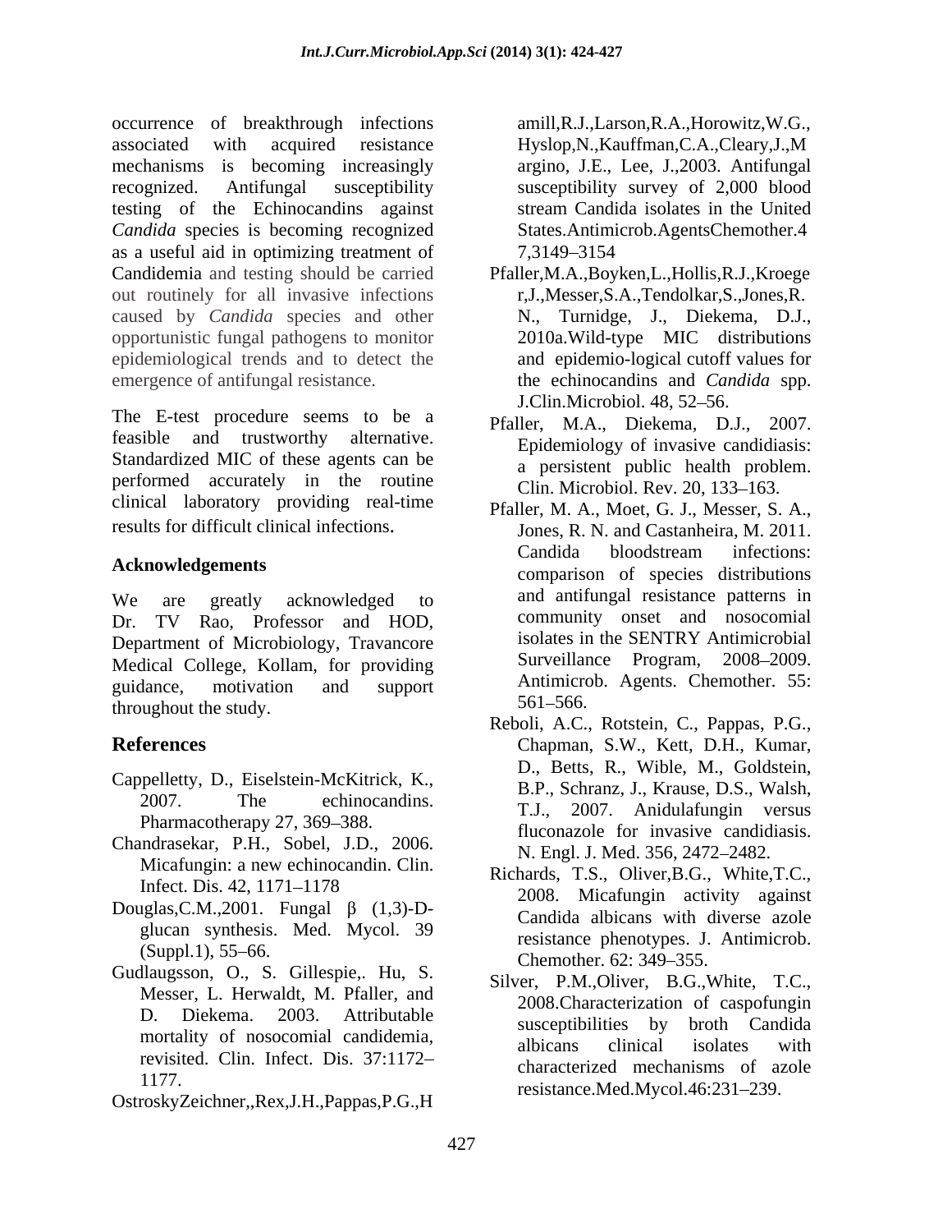occurrence of breakthrough infections associated with acquired resistance mechanisms is becoming increasingly recognized. Antifungal susceptibility testing of the Echinocandins against *Candida* species is becoming recognized as a useful aid in optimizing treatment of Candidemia and testing should be carried out routinely for all invasive infections caused by *Candida* species and other opportunistic fungal pathogens to monitor epidemiological trends and to detect the emergence of antifungal resistance.

The E-test procedure seems to be a feasible and trustworthy alternative. Standardized MIC of these agents can be performed accurately in the routine clinical laboratory providing real-time results for difficult clinical infections.

## Acknowledgements

We are greatly acknowledged to Dr. TV Rao, Professor and HOD, Department of Microbiology, Travancore Medical College, Kollam, for providing guidance, motivation and support throughout the study.

## References

Cappelletty, D., Eiselstein-McKitrick, K., 2007. The echinocandins. Pharmacotherapy 27, 369–388.

Chandrasekar, P.H., Sobel, J.D., 2006. Micafungin: a new echinocandin. Clin. Infect. Dis. 42, 1171–1178

Douglas,C.M.,2001. Fungal β (1,3)-D-glucan synthesis. Med. Mycol. 39 (Suppl.1), 55–66.

Gudlaugsson, O., S. Gillespie,. Hu, S. Messer, L. Herwaldt, M. Pfaller, and D. Diekema. 2003. Attributable mortality of nosocomial candidemia, revisited. Clin. Infect. Dis. 37:1172–1177.

OstroskyZeichner,,Rex,J.H.,Pappas,P.G.,Hamill,R.J.,Larson,R.A.,Horowitz,W.G., Hyslop,N.,Kauffman,C.A.,Cleary,J.,Margino, J.E., Lee, J.,2003. Antifungal susceptibility survey of 2,000 blood stream Candida isolates in the United States.Antimicrob.AgentsChemother.47,3149–3154

Pfaller,M.A.,Boyken,L.,Hollis,R.J.,Kroeger,J.,Messer,S.A.,Tendolkar,S.,Jones,R.N., Turnidge, J., Diekema, D.J., 2010a.Wild-type MIC distributions and epidemio-logical cutoff values for the echinocandins and *Candida* spp. J.Clin.Microbiol. 48, 52–56.

Pfaller, M.A., Diekema, D.J., 2007. Epidemiology of invasive candidiasis: a persistent public health problem. Clin. Microbiol. Rev. 20, 133–163.

Pfaller, M. A., Moet, G. J., Messer, S. A., Jones, R. N. and Castanheira, M. 2011. Candida bloodstream infections: comparison of species distributions and antifungal resistance patterns in community onset and nosocomial isolates in the SENTRY Antimicrobial Surveillance Program, 2008–2009. Antimicrob. Agents. Chemother. 55: 561–566.

Reboli, A.C., Rotstein, C., Pappas, P.G., Chapman, S.W., Kett, D.H., Kumar, D., Betts, R., Wible, M., Goldstein, B.P., Schranz, J., Krause, D.S., Walsh, T.J., 2007. Anidulafungin versus fluconazole for invasive candidiasis. N. Engl. J. Med. 356, 2472–2482.

Richards, T.S., Oliver,B.G., White,T.C., 2008. Micafungin activity against Candida albicans with diverse azole resistance phenotypes. J. Antimicrob. Chemother. 62: 349–355.

Silver, P.M.,Oliver, B.G.,White, T.C., 2008.Characterization of caspofungin susceptibilities by broth Candida albicans clinical isolates with characterized mechanisms of azole resistance.Med.Mycol.46:231–239.